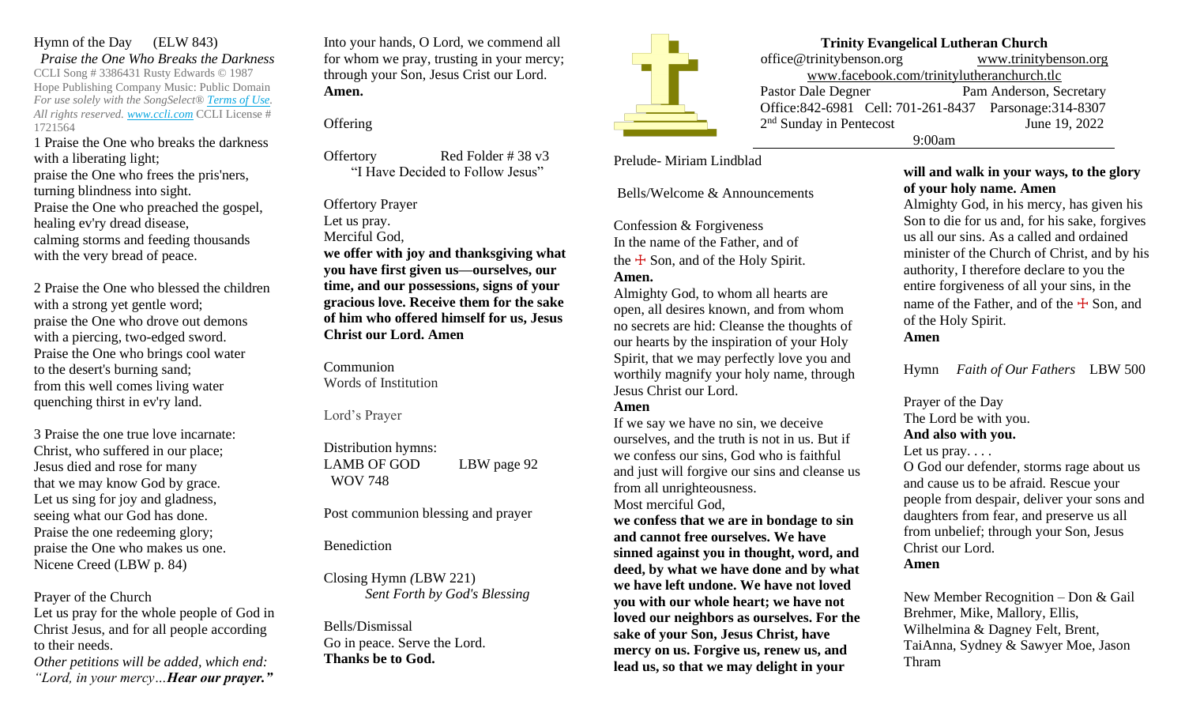**Trinity Evangelical Lutheran Church**

office@trinitybenson.org www.trinitybenson.org

www.facebook.com/trinitylutheranchurch.tlc

Pastor Dale Degner Pam Anderson, Secretary

Office:842-6981 Cell: 701-261-8437 Parsonage:314-8307

2nd Sunday in Pentecost June 19, 2022

9:00am

Prelude- Miriam Lindblad

Bells/Welcome & Announcements

Confession & Forgiveness

In the name of the Father, and of the ☩ Son, and of the Holy Spirit.

**Amen.**

Almighty God, to whom all hearts are open, all desires known, and from whom no secrets are hid: Cleanse the thoughts of our hearts by the inspiration of your Holy Spirit, that we may perfectly love you and worthily magnify your holy name, through Jesus Christ our Lord.

**Amen**

If we say we have no sin, we deceive ourselves, and the truth is not in us. But if we confess our sins, God who is faithful and just will forgive our sins and cleanse us from all unrighteousness.

Most merciful God,

**we confess that we are in bondage to sin and cannot free ourselves. We have sinned against you in thought, word, and deed, by what we have done and by what we have left undone. We have not loved you with our whole heart; we have not loved our neighbors as ourselves. For the sake of your Son, Jesus Christ, have mercy on us. Forgive us, renew us, and lead us, so that we may delight in your will and walk in your ways, to the glory of your holy name. Amen**

Almighty God, in his mercy, has given his Son to die for us and, for his sake, forgives us all our sins. As a called and ordained minister of the Church of Christ, and by his authority, I therefore declare to you the entire forgiveness of all your sins, in the name of the Father, and of the ☩ Son, and of the Holy Spirit.

**Amen**

Hymn *Faith of Our Fathers* LBW 500

Prayer of the Day

The Lord be with you.

**And also with you.**

Let us pray. . . .

O God our defender, storms rage about us and cause us to be afraid. Rescue your people from despair, deliver your sons and daughters from fear, and preserve us all from unbelief; through your Son, Jesus Christ our Lord.

**Amen**

New Member Recognition – Don & Gail Brehmer, Mike, Mallory, Ellis, Wilhelmina & Dagney Felt, Brent, TaiAnna, Sydney & Sawyer Moe, Jason Thram

Hymn of the Day (ELW 843)

*Praise the One Who Breaks the Darkness*

CCLI Song # 3386431 Rusty Edwards © 1987 Hope Publishing Company Music: Public Domain *For use solely with the SongSelect® Terms of Use. All rights reserved. www.ccli.com* CCLI License # 1721564

1 Praise the One who breaks the darkness
with a liberating light;
praise the One who frees the pris'ners,
turning blindness into sight.
Praise the One who preached the gospel,
healing ev'ry dread disease,
calming storms and feeding thousands
with the very bread of peace.

2 Praise the One who blessed the children
with a strong yet gentle word;
praise the One who drove out demons
with a piercing, two-edged sword.
Praise the One who brings cool water
to the desert's burning sand;
from this well comes living water
quenching thirst in ev'ry land.

3 Praise the one true love incarnate:
Christ, who suffered in our place;
Jesus died and rose for many
that we may know God by grace.
Let us sing for joy and gladness,
seeing what our God has done.
Praise the one redeeming glory;
praise the One who makes us one.

Nicene Creed (LBW p. 84)

Prayer of the Church

Let us pray for the whole people of God in Christ Jesus, and for all people according to their needs.

*Other petitions will be added, which end: "Lord, in your mercy…**Hear our prayer.**"*

Into your hands, O Lord, we commend all for whom we pray, trusting in your mercy; through your Son, Jesus Crist our Lord.

**Amen.**

Offering

Offertory Red Folder # 38 v3
"I Have Decided to Follow Jesus"

Offertory Prayer

Let us pray.

Merciful God,

**we offer with joy and thanksgiving what you have first given us—ourselves, our time, and our possessions, signs of your gracious love. Receive them for the sake of him who offered himself for us, Jesus Christ our Lord. Amen**

Communion

Words of Institution

Lord's Prayer

Distribution hymns:

LAMB OF GOD LBW page 92

WOV 748

Post communion blessing and prayer

Benediction

Closing Hymn (LBW 221)
*Sent Forth by God's Blessing*

Bells/Dismissal

Go in peace. Serve the Lord.

**Thanks be to God.**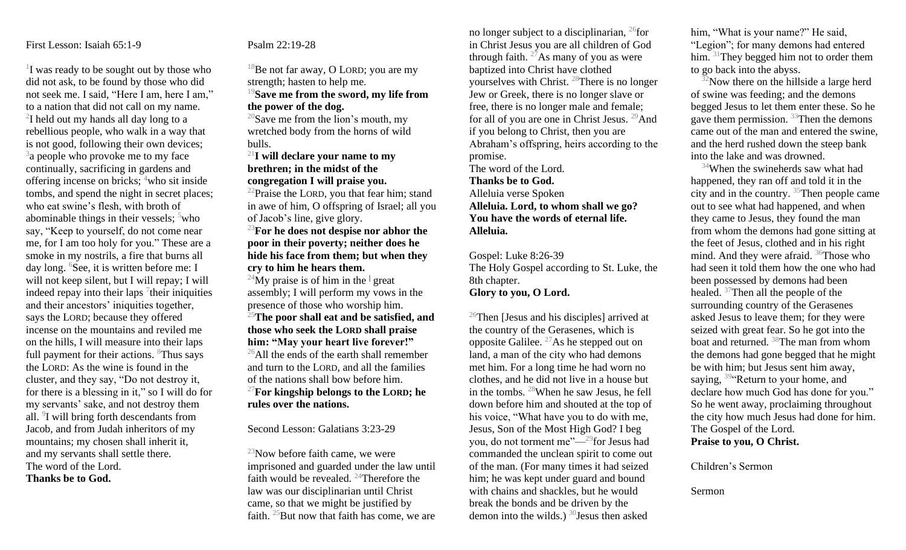First Lesson: Isaiah 65:1-9

[1]I was ready to be sought out by those who did not ask, to be found by those who did not seek me. I said, "Here I am, here I am," to a nation that did not call on my name. [2]I held out my hands all day long to a rebellious people, who walk in a way that is not good, following their own devices; [3]a people who provoke me to my face continually, sacrificing in gardens and offering incense on bricks; [4]who sit inside tombs, and spend the night in secret places; who eat swine's flesh, with broth of abominable things in their vessels; [5]who say, "Keep to yourself, do not come near me, for I am too holy for you." These are a smoke in my nostrils, a fire that burns all day long. [6]See, it is written before me: I will not keep silent, but I will repay; I will indeed repay into their laps [7]their iniquities and their ancestors' iniquities together, says the LORD; because they offered incense on the mountains and reviled me on the hills, I will measure into their laps full payment for their actions. [8]Thus says the LORD: As the wine is found in the cluster, and they say, "Do not destroy it, for there is a blessing in it," so I will do for my servants' sake, and not destroy them all. [9]I will bring forth descendants from Jacob, and from Judah inheritors of my mountains; my chosen shall inherit it, and my servants shall settle there.
The word of the Lord.
**Thanks be to God.**

Psalm 22:19-28

[18]Be not far away, O LORD; you are my strength; hasten to help me.
[19]**Save me from the sword, my life from the power of the dog.**
[20]Save me from the lion's mouth, my wretched body from the horns of wild bulls.
[21]**I will declare your name to my brethren; in the midst of the congregation I will praise you.**
[22]Praise the LORD, you that fear him; stand in awe of him, O offspring of Israel; all you of Jacob's line, give glory.
[23]**For he does not despise nor abhor the poor in their poverty; neither does he hide his face from them; but when they cry to him he hears them.**
[24]My praise is of him in the | great assembly; I will perform my vows in the presence of those who worship him.
[25]**The poor shall eat and be satisfied, and those who seek the LORD shall praise him: "May your heart live forever!"**
[26]All the ends of the earth shall remember and turn to the LORD, and all the families of the nations shall bow before him.
[27]**For kingship belongs to the LORD; he rules over the nations.**

Second Lesson: Galatians 3:23-29

[23]Now before faith came, we were imprisoned and guarded under the law until faith would be revealed. [24]Therefore the law was our disciplinarian until Christ came, so that we might be justified by faith. [25]But now that faith has come, we are no longer subject to a disciplinarian, [26]for in Christ Jesus you are all children of God through faith. [27]As many of you as were baptized into Christ have clothed yourselves with Christ. [28]There is no longer Jew or Greek, there is no longer slave or free, there is no longer male and female; for all of you are one in Christ Jesus. [29]And if you belong to Christ, then you are Abraham's offspring, heirs according to the promise.
The word of the Lord.
**Thanks be to God.**
Alleluia verse Spoken
**Alleluia. Lord, to whom shall we go? You have the words of eternal life. Alleluia.**

Gospel: Luke 8:26-39
The Holy Gospel according to St. Luke, the 8th chapter.
**Glory to you, O Lord.**

[26]Then [Jesus and his disciples] arrived at the country of the Gerasenes, which is opposite Galilee. [27]As he stepped out on land, a man of the city who had demons met him. For a long time he had worn no clothes, and he did not live in a house but in the tombs. [28]When he saw Jesus, he fell down before him and shouted at the top of his voice, "What have you to do with me, Jesus, Son of the Most High God? I beg you, do not torment me"—[29]for Jesus had commanded the unclean spirit to come out of the man. (For many times it had seized him; he was kept under guard and bound with chains and shackles, but he would break the bonds and be driven by the demon into the wilds.) [30]Jesus then asked him, "What is your name?" He said, "Legion"; for many demons had entered him. [31]They begged him not to order them to go back into the abyss.
[32]Now there on the hillside a large herd of swine was feeding; and the demons begged Jesus to let them enter these. So he gave them permission. [33]Then the demons came out of the man and entered the swine, and the herd rushed down the steep bank into the lake and was drowned.
[34]When the swineherds saw what had happened, they ran off and told it in the city and in the country. [35]Then people came out to see what had happened, and when they came to Jesus, they found the man from whom the demons had gone sitting at the feet of Jesus, clothed and in his right mind. And they were afraid. [36]Those who had seen it told them how the one who had been possessed by demons had been healed. [37]Then all the people of the surrounding country of the Gerasenes asked Jesus to leave them; for they were seized with great fear. So he got into the boat and returned. [38]The man from whom the demons had gone begged that he might be with him; but Jesus sent him away, saying, [39]"Return to your home, and declare how much God has done for you." So he went away, proclaiming throughout the city how much Jesus had done for him.
The Gospel of the Lord.
**Praise to you, O Christ.**

Children's Sermon

Sermon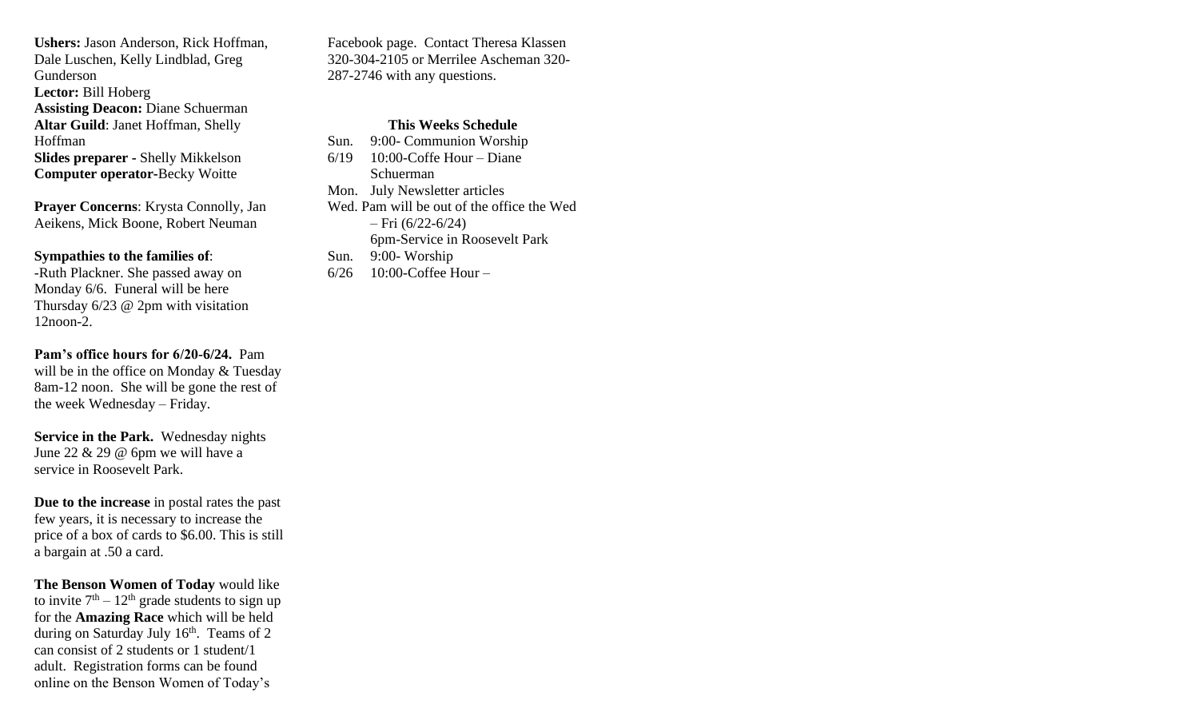**Ushers:** Jason Anderson, Rick Hoffman, Dale Luschen, Kelly Lindblad, Greg Gunderson
**Lector:** Bill Hoberg
**Assisting Deacon:** Diane Schuerman
**Altar Guild**: Janet Hoffman, Shelly Hoffman
**Slides preparer -** Shelly Mikkelson
**Computer operator-**Becky Woitte

**Prayer Concerns**: Krysta Connolly, Jan Aeikens, Mick Boone, Robert Neuman

**Sympathies to the families of**:
-Ruth Plackner. She passed away on Monday 6/6. Funeral will be here Thursday 6/23 @ 2pm with visitation 12noon-2.

**Pam's office hours for 6/20-6/24.** Pam will be in the office on Monday & Tuesday 8am-12 noon. She will be gone the rest of the week Wednesday – Friday.

**Service in the Park.** Wednesday nights June 22 & 29 @ 6pm we will have a service in Roosevelt Park.

**Due to the increase** in postal rates the past few years, it is necessary to increase the price of a box of cards to $6.00. This is still a bargain at .50 a card.

**The Benson Women of Today** would like to invite 7th – 12th grade students to sign up for the **Amazing Race** which will be held during on Saturday July 16th. Teams of 2 can consist of 2 students or 1 student/1 adult. Registration forms can be found online on the Benson Women of Today's Facebook page. Contact Theresa Klassen 320-304-2105 or Merrilee Ascheman 320-287-2746 with any questions.

**This Weeks Schedule**

Sun. 6/19 9:00- Communion Worship
10:00-Coffe Hour – Diane Schuerman
Mon. July Newsletter articles
Wed. Pam will be out of the office the Wed – Fri (6/22-6/24)
6pm-Service in Roosevelt Park
Sun. 6/26 9:00- Worship
10:00-Coffee Hour –